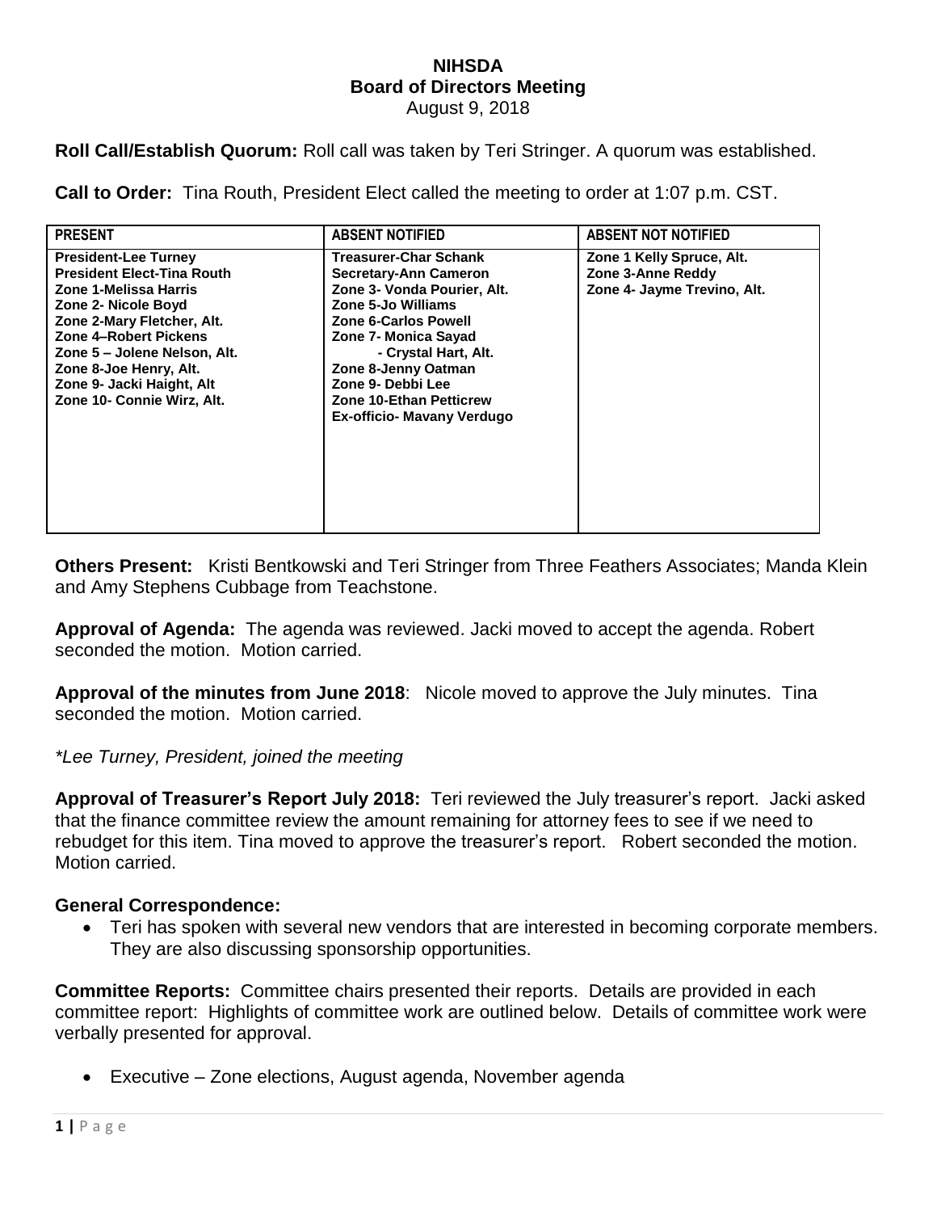# NIHSDA
## Board of Directors Meeting
August 9, 2018

**Roll Call/Establish Quorum:** Roll call was taken by Teri Stringer. A quorum was established.

**Call to Order:** Tina Routh, President Elect called the meeting to order at 1:07 p.m. CST.

| PRESENT | ABSENT NOTIFIED | ABSENT NOT NOTIFIED |
|---|---|---|
| **President-Lee Turney**<br>**President Elect-Tina Routh**<br>**Zone 1-Melissa Harris**<br>**Zone 2- Nicole Boyd**<br>**Zone 2-Mary Fletcher, Alt.**<br>**Zone 4–Robert Pickens**<br>**Zone 5 – Jolene Nelson, Alt.**<br>**Zone 8-Joe Henry, Alt.**<br>**Zone 9- Jacki Haight, Alt**<br>**Zone 10- Connie Wirz, Alt.** | **Treasurer-Char Schank**<br>**Secretary-Ann Cameron**<br>**Zone 3- Vonda Pourier, Alt.**<br>**Zone 5-Jo Williams**<br>**Zone 6-Carlos Powell**<br>**Zone 7- Monica Sayad**<br>**- Crystal Hart, Alt.**<br>**Zone 8-Jenny Oatman**<br>**Zone 9- Debbi Lee**<br>**Zone 10-Ethan Petticrew**<br>**Ex-officio- Mavany Verdugo** | **Zone 1 Kelly Spruce, Alt.**<br>**Zone 3-Anne Reddy**<br>**Zone 4- Jayme Trevino, Alt.** |

**Others Present:** Kristi Bentkowski and Teri Stringer from Three Feathers Associates; Manda Klein and Amy Stephens Cubbage from Teachstone.

**Approval of Agenda:** The agenda was reviewed. Jacki moved to accept the agenda. Robert seconded the motion. Motion carried.

**Approval of the minutes from June 2018**: Nicole moved to approve the July minutes. Tina seconded the motion. Motion carried.

*\*Lee Turney, President, joined the meeting*

**Approval of Treasurer's Report July 2018:** Teri reviewed the July treasurer's report. Jacki asked that the finance committee review the amount remaining for attorney fees to see if we need to rebudget for this item. Tina moved to approve the treasurer's report. Robert seconded the motion. Motion carried.

**General Correspondence:**

- Teri has spoken with several new vendors that are interested in becoming corporate members. They are also discussing sponsorship opportunities.

**Committee Reports:** Committee chairs presented their reports. Details are provided in each committee report: Highlights of committee work are outlined below. Details of committee work were verbally presented for approval.

- Executive – Zone elections, August agenda, November agenda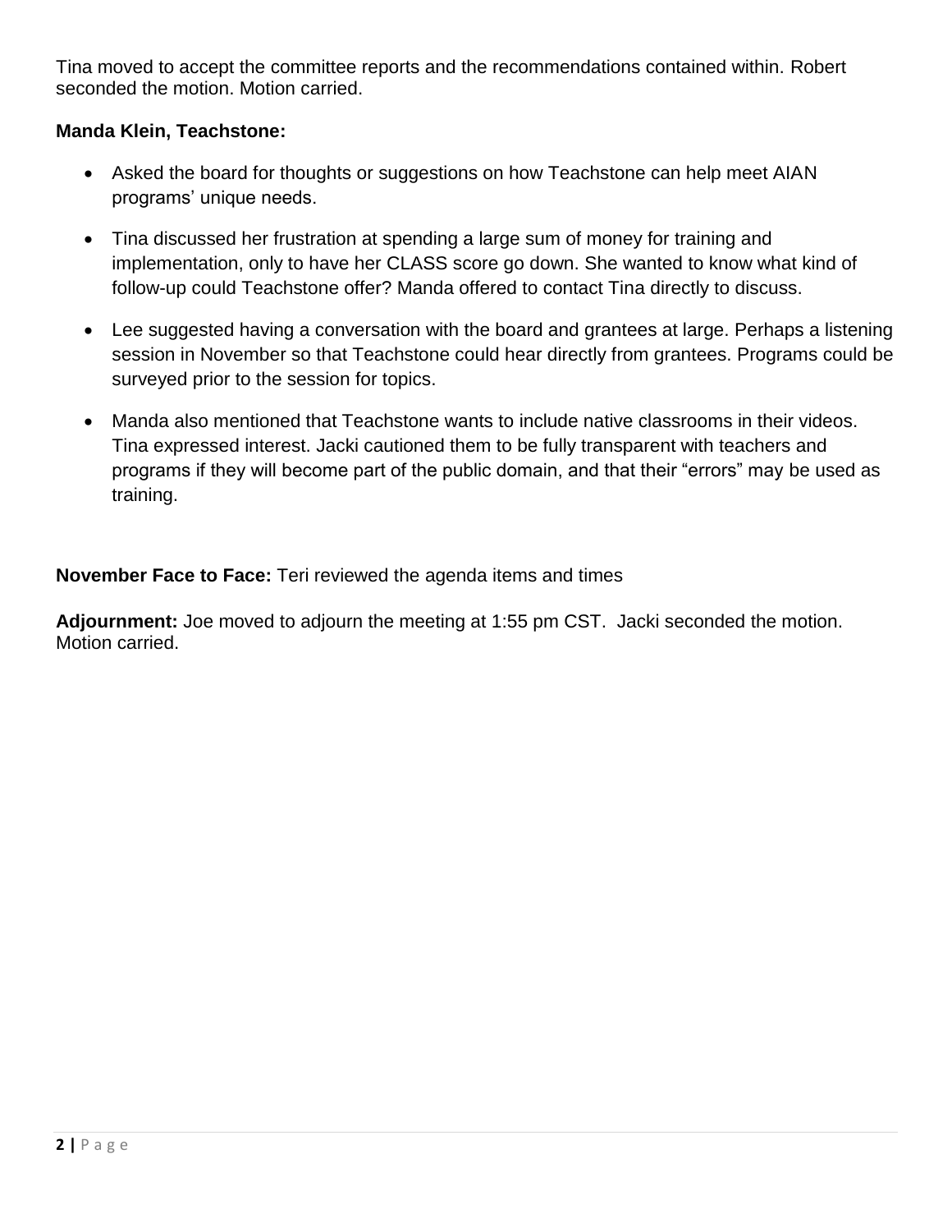Tina moved to accept the committee reports and the recommendations contained within. Robert seconded the motion. Motion carried.

**Manda Klein, Teachstone:**

- Asked the board for thoughts or suggestions on how Teachstone can help meet AIAN programs' unique needs.
- Tina discussed her frustration at spending a large sum of money for training and implementation, only to have her CLASS score go down. She wanted to know what kind of follow-up could Teachstone offer? Manda offered to contact Tina directly to discuss.
- Lee suggested having a conversation with the board and grantees at large. Perhaps a listening session in November so that Teachstone could hear directly from grantees. Programs could be surveyed prior to the session for topics.
- Manda also mentioned that Teachstone wants to include native classrooms in their videos. Tina expressed interest. Jacki cautioned them to be fully transparent with teachers and programs if they will become part of the public domain, and that their "errors" may be used as training.

**November Face to Face:** Teri reviewed the agenda items and times

**Adjournment:** Joe moved to adjourn the meeting at 1:55 pm CST. Jacki seconded the motion. Motion carried.